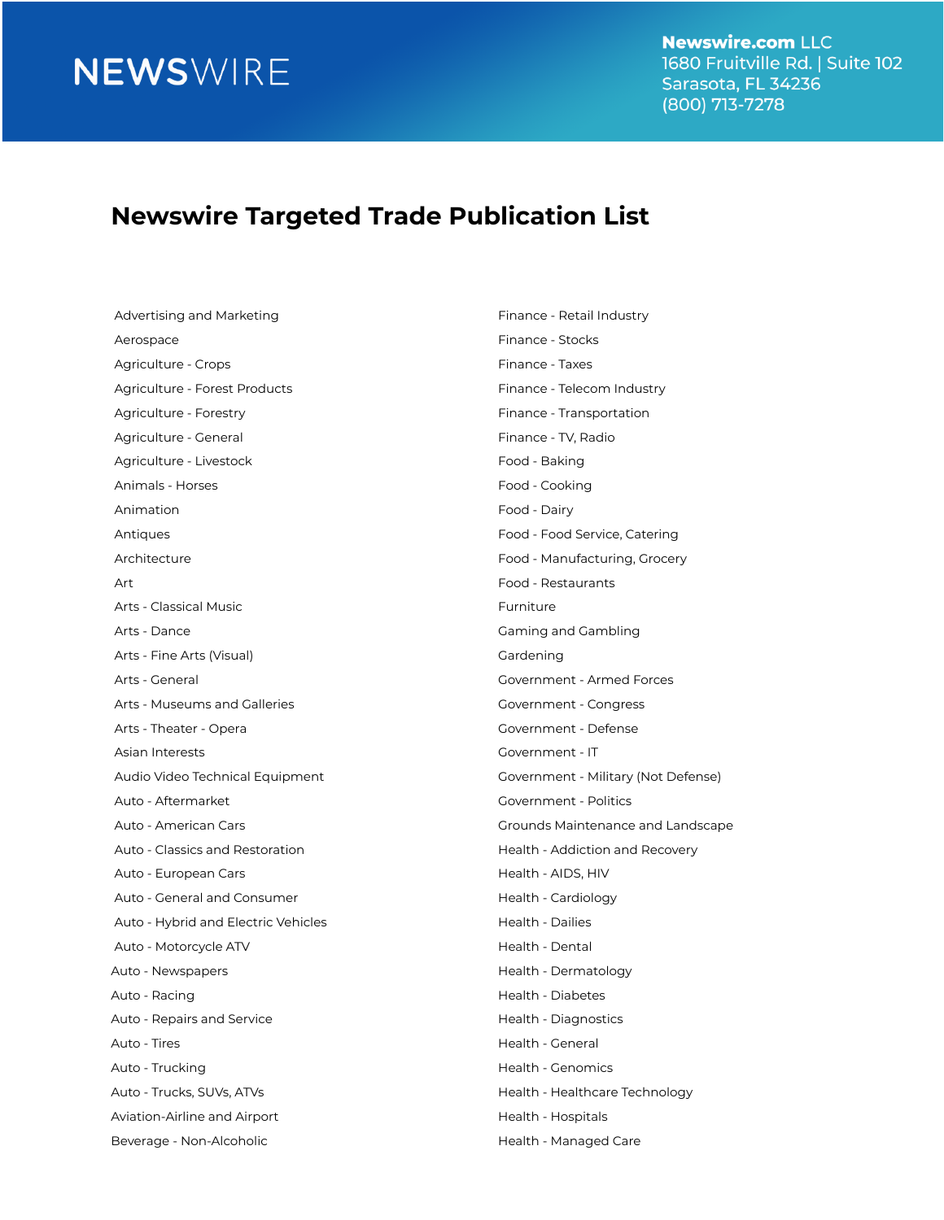Newswire.com LLC
1680 Fruitville Rd. | Suite 102
Sarasota, FL 34236
(800) 713-7278

# Newswire Targeted Trade Publication List

Advertising and Marketing
Aerospace
Agriculture - Crops
Agriculture - Forest Products
Agriculture - Forestry
Agriculture - General
Agriculture - Livestock
Animals - Horses
Animation
Antiques
Architecture
Art
Arts - Classical Music
Arts - Dance
Arts - Fine Arts (Visual)
Arts - General
Arts - Museums and Galleries
Arts - Theater - Opera
Asian Interests
Audio Video Technical Equipment
Auto - Aftermarket
Auto - American Cars
Auto - Classics and Restoration
Auto - European Cars
Auto - General and Consumer
Auto - Hybrid and Electric Vehicles
Auto - Motorcycle ATV
Auto - Newspapers
Auto - Racing
Auto - Repairs and Service
Auto - Tires
Auto - Trucking
Auto - Trucks, SUVs, ATVs
Aviation-Airline and Airport
Beverage - Non-Alcoholic

Finance - Retail Industry
Finance - Stocks
Finance - Taxes
Finance - Telecom Industry
Finance - Transportation
Finance - TV, Radio
Food - Baking
Food - Cooking
Food - Dairy
Food - Food Service, Catering
Food - Manufacturing, Grocery
Food - Restaurants
Furniture
Gaming and Gambling
Gardening
Government - Armed Forces
Government - Congress
Government - Defense
Government - IT
Government - Military (Not Defense)
Government - Politics
Grounds Maintenance and Landscape
Health - Addiction and Recovery
Health - AIDS, HIV
Health - Cardiology
Health - Dailies
Health - Dental
Health - Dermatology
Health - Diabetes
Health - Diagnostics
Health - General
Health - Genomics
Health - Healthcare Technology
Health - Hospitals
Health - Managed Care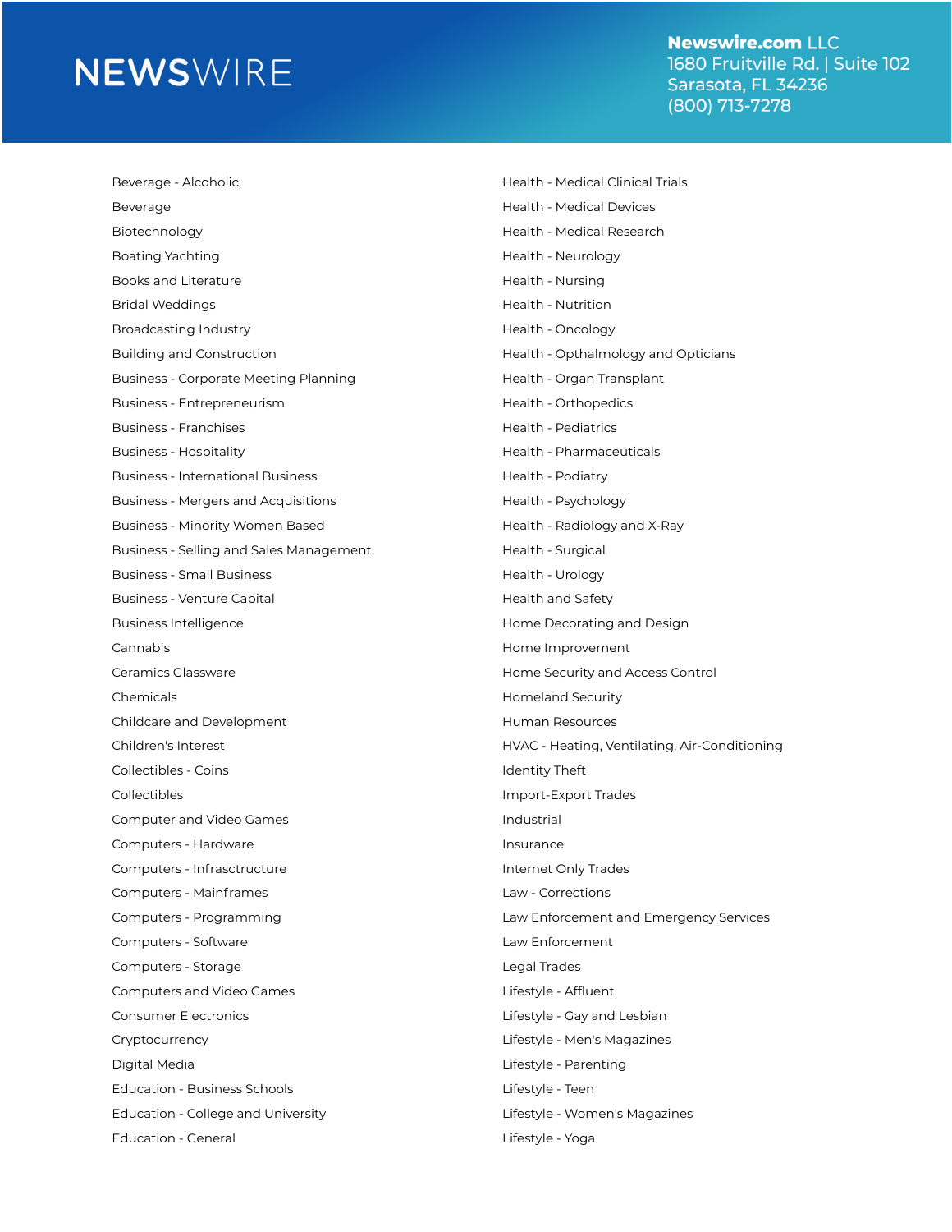# NEWSWIRE

**Newswire.com** LLC
1680 Fruitville Rd. | Suite 102
Sarasota, FL 34236
(800) 713-7278

Beverage - Alcoholic
Beverage
Biotechnology
Boating Yachting
Books and Literature
Bridal Weddings
Broadcasting Industry
Building and Construction
Business - Corporate Meeting Planning
Business - Entrepreneurism
Business - Franchises
Business - Hospitality
Business - International Business
Business - Mergers and Acquisitions
Business - Minority Women Based
Business - Selling and Sales Management
Business - Small Business
Business - Venture Capital
Business Intelligence
Cannabis
Ceramics Glassware
Chemicals
Childcare and Development
Children's Interest
Collectibles - Coins
Collectibles
Computer and Video Games
Computers - Hardware
Computers - Infrasctructure
Computers - Mainframes
Computers - Programming
Computers - Software
Computers - Storage
Computers and Video Games
Consumer Electronics
Cryptocurrency
Digital Media
Education - Business Schools
Education - College and University
Education - General

Health - Medical Clinical Trials
Health - Medical Devices
Health - Medical Research
Health - Neurology
Health - Nursing
Health - Nutrition
Health - Oncology
Health - Opthalmology and Opticians
Health - Organ Transplant
Health - Orthopedics
Health - Pediatrics
Health - Pharmaceuticals
Health - Podiatry
Health - Psychology
Health - Radiology and X-Ray
Health - Surgical
Health - Urology
Health and Safety
Home Decorating and Design
Home Improvement
Home Security and Access Control
Homeland Security
Human Resources
HVAC - Heating, Ventilating, Air-Conditioning
Identity Theft
Import-Export Trades
Industrial
Insurance
Internet Only Trades
Law - Corrections
Law Enforcement and Emergency Services
Law Enforcement
Legal Trades
Lifestyle - Affluent
Lifestyle - Gay and Lesbian
Lifestyle - Men's Magazines
Lifestyle - Parenting
Lifestyle - Teen
Lifestyle - Women's Magazines
Lifestyle - Yoga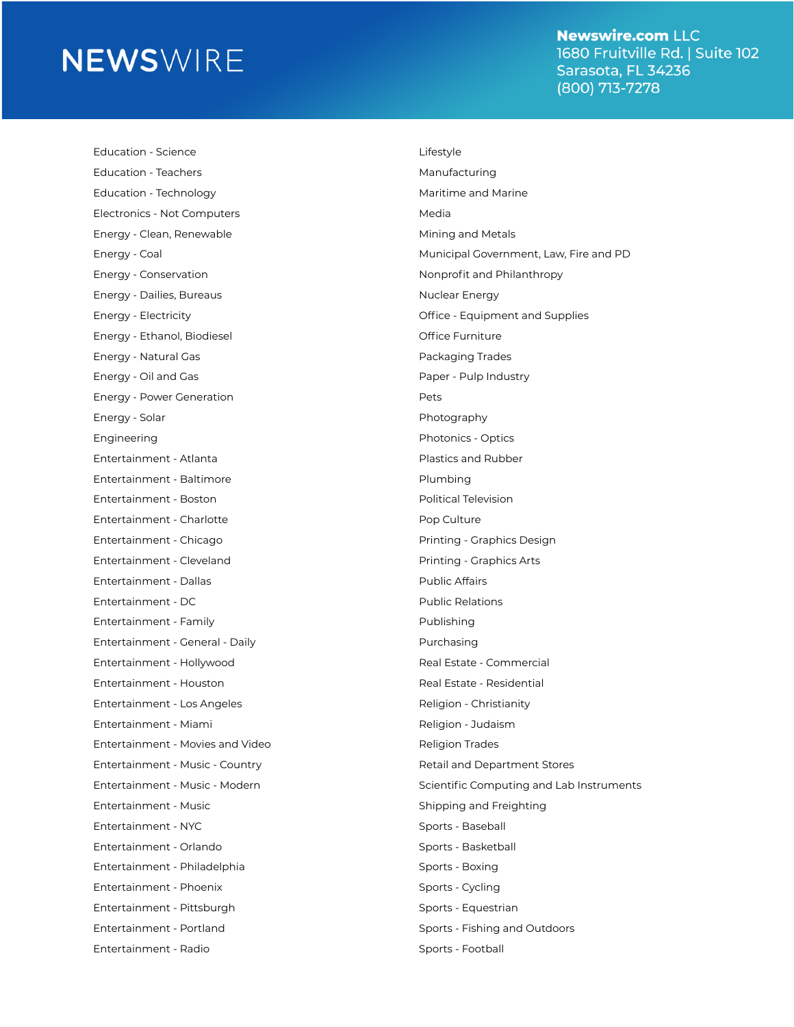- Education - Science
- Education - Teachers
- Education - Technology
- Electronics - Not Computers
- Energy - Clean, Renewable
- Energy - Coal
- Energy - Conservation
- Energy - Dailies, Bureaus
- Energy - Electricity
- Energy - Ethanol, Biodiesel
- Energy - Natural Gas
- Energy - Oil and Gas
- Energy - Power Generation
- Energy - Solar
- Engineering
- Entertainment - Atlanta
- Entertainment - Baltimore
- Entertainment - Boston
- Entertainment - Charlotte
- Entertainment - Chicago
- Entertainment - Cleveland
- Entertainment - Dallas
- Entertainment - DC
- Entertainment - Family
- Entertainment - General - Daily
- Entertainment - Hollywood
- Entertainment - Houston
- Entertainment - Los Angeles
- Entertainment - Miami
- Entertainment - Movies and Video
- Entertainment - Music - Country
- Entertainment - Music - Modern
- Entertainment - Music
- Entertainment - NYC
- Entertainment - Orlando
- Entertainment - Philadelphia
- Entertainment - Phoenix
- Entertainment - Pittsburgh
- Entertainment - Portland
- Entertainment - Radio
- Lifestyle
- Manufacturing
- Maritime and Marine
- Media
- Mining and Metals
- Municipal Government, Law, Fire and PD
- Nonprofit and Philanthropy
- Nuclear Energy
- Office - Equipment and Supplies
- Office Furniture
- Packaging Trades
- Paper - Pulp Industry
- Pets
- Photography
- Photonics - Optics
- Plastics and Rubber
- Plumbing
- Political Television
- Pop Culture
- Printing - Graphics Design
- Printing - Graphics Arts
- Public Affairs
- Public Relations
- Publishing
- Purchasing
- Real Estate - Commercial
- Real Estate - Residential
- Religion - Christianity
- Religion - Judaism
- Religion Trades
- Retail and Department Stores
- Scientific Computing and Lab Instruments
- Shipping and Freighting
- Sports - Baseball
- Sports - Basketball
- Sports - Boxing
- Sports - Cycling
- Sports - Equestrian
- Sports - Fishing and Outdoors
- Sports - Football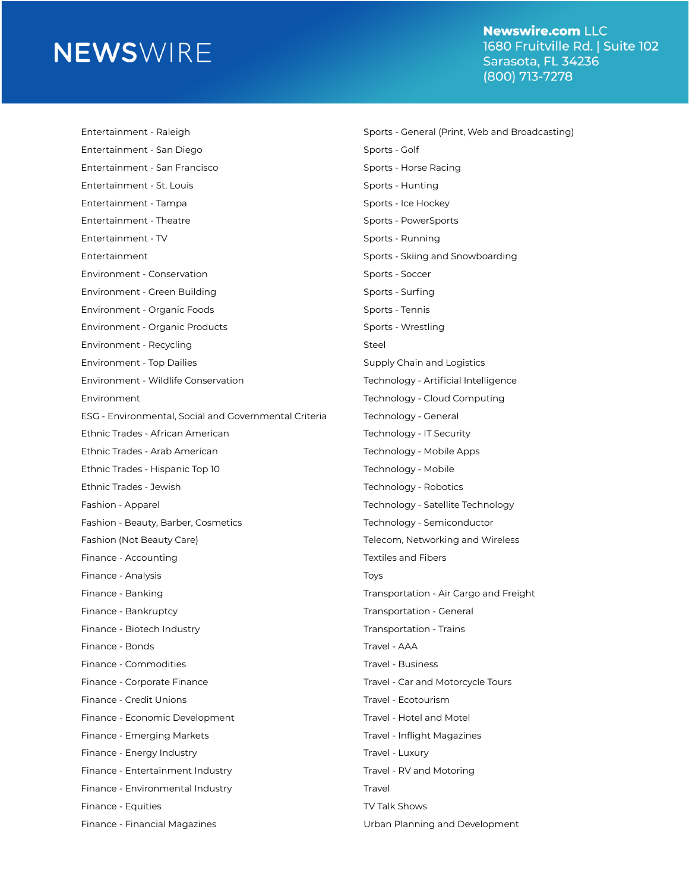Entertainment - Raleigh
Entertainment - San Diego
Entertainment - San Francisco
Entertainment - St. Louis
Entertainment - Tampa
Entertainment - Theatre
Entertainment - TV
Entertainment
Environment - Conservation
Environment - Green Building
Environment - Organic Foods
Environment - Organic Products
Environment - Recycling
Environment - Top Dailies
Environment - Wildlife Conservation
Environment
ESG - Environmental, Social and Governmental Criteria
Ethnic Trades - African American
Ethnic Trades - Arab American
Ethnic Trades - Hispanic Top 10
Ethnic Trades - Jewish
Fashion - Apparel
Fashion - Beauty, Barber, Cosmetics
Fashion (Not Beauty Care)
Finance - Accounting
Finance - Analysis
Finance - Banking
Finance - Bankruptcy
Finance - Biotech Industry
Finance - Bonds
Finance - Commodities
Finance - Corporate Finance
Finance - Credit Unions
Finance - Economic Development
Finance - Emerging Markets
Finance - Energy Industry
Finance - Entertainment Industry
Finance - Environmental Industry
Finance - Equities
Finance - Financial Magazines

Sports - General (Print, Web and Broadcasting)
Sports - Golf
Sports - Horse Racing
Sports - Hunting
Sports - Ice Hockey
Sports - PowerSports
Sports - Running
Sports - Skiing and Snowboarding
Sports - Soccer
Sports - Surfing
Sports - Tennis
Sports - Wrestling
Steel
Supply Chain and Logistics
Technology - Artificial Intelligence
Technology - Cloud Computing
Technology - General
Technology - IT Security
Technology - Mobile Apps
Technology - Mobile
Technology - Robotics
Technology - Satellite Technology
Technology - Semiconductor
Telecom, Networking and Wireless
Textiles and Fibers
Toys
Transportation - Air Cargo and Freight
Transportation - General
Transportation - Trains
Travel - AAA
Travel - Business
Travel - Car and Motorcycle Tours
Travel - Ecotourism
Travel - Hotel and Motel
Travel - Inflight Magazines
Travel - Luxury
Travel - RV and Motoring
Travel
TV Talk Shows
Urban Planning and Development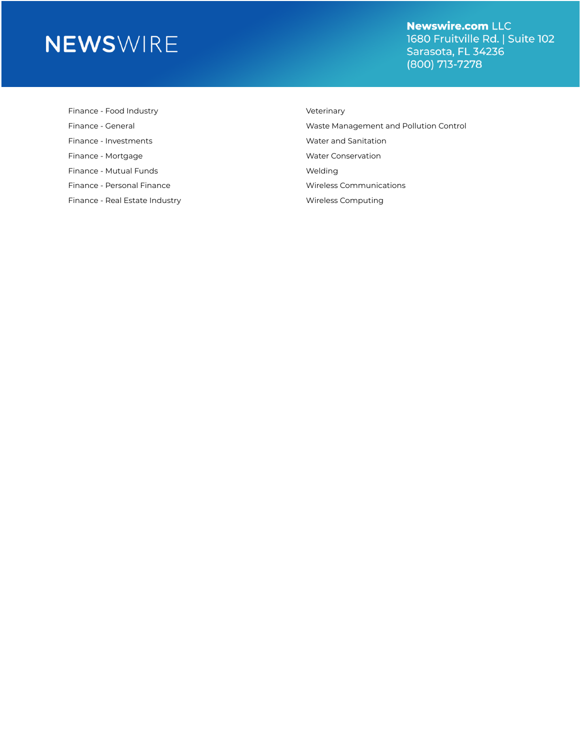Finance - Food Industry

Finance - General

Finance - Investments

Finance - Mortgage

Finance - Mutual Funds

Finance - Personal Finance

Finance - Real Estate Industry

Veterinary

Waste Management and Pollution Control

Water and Sanitation

Water Conservation

Welding

Wireless Communications

Wireless Computing